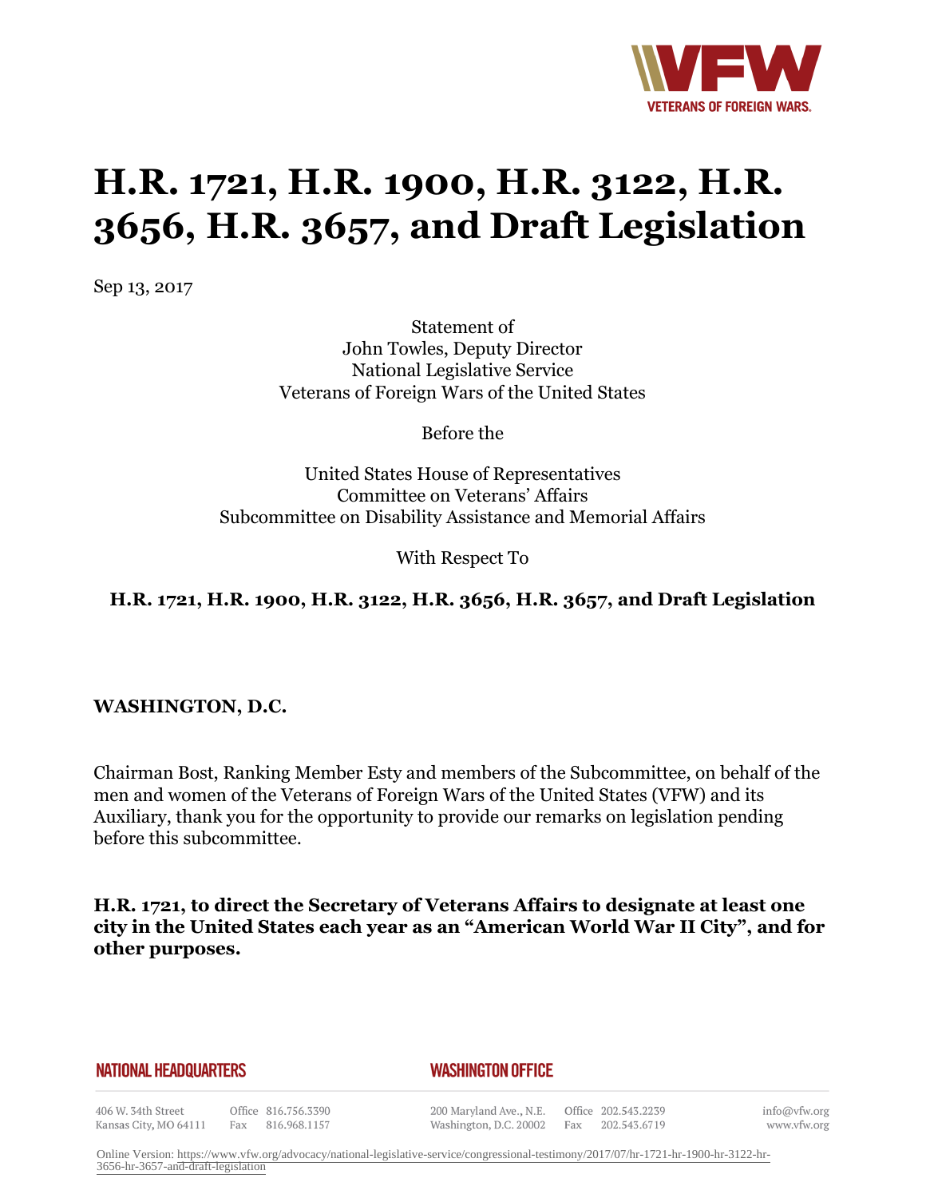# H.R. 1721, H.R. 1900, H.R. 3122, H.R. 3656, H.R. 3657, and Draft Legislation

Sep 13, 2017

Statement of
John Towles, Deputy Director
National Legislative Service
Veterans of Foreign Wars of the United States

Before the

United States House of Representatives
Committee on Veterans' Affairs
Subcommittee on Disability Assistance and Memorial Affairs

With Respect To

**H.R. 1721, H.R. 1900, H.R. 3122, H.R. 3656, H.R. 3657, and Draft Legislation**

**WASHINGTON, D.C.**

Chairman Bost, Ranking Member Esty and members of the Subcommittee, on behalf of the men and women of the Veterans of Foreign Wars of the United States (VFW) and its Auxiliary, thank you for the opportunity to provide our remarks on legislation pending before this subcommittee.

**H.R. 1721, to direct the Secretary of Veterans Affairs to designate at least one city in the United States each year as an "American World War II City", and for other purposes.**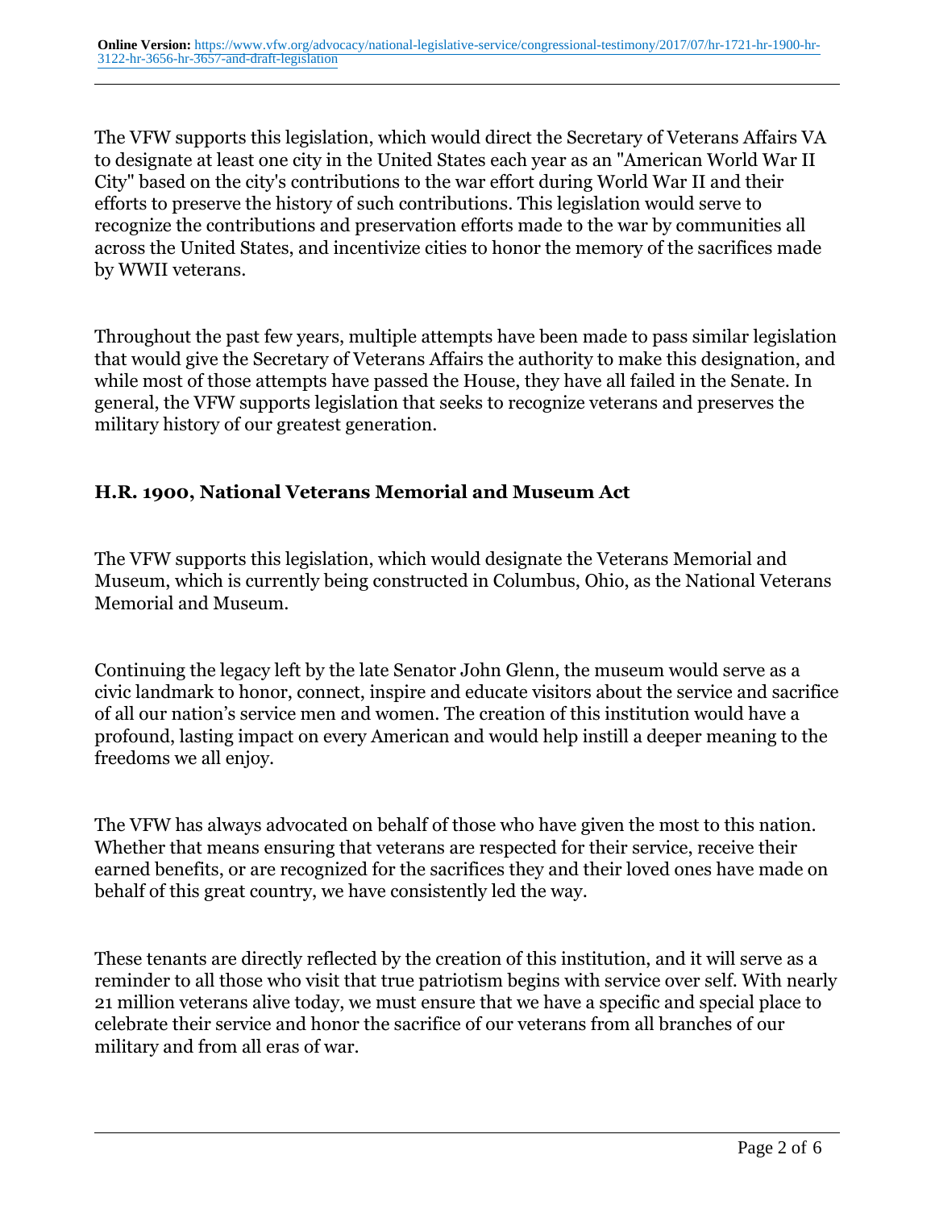The VFW supports this legislation, which would direct the Secretary of Veterans Affairs VA to designate at least one city in the United States each year as an "American World War II City" based on the city's contributions to the war effort during World War II and their efforts to preserve the history of such contributions. This legislation would serve to recognize the contributions and preservation efforts made to the war by communities all across the United States, and incentivize cities to honor the memory of the sacrifices made by WWII veterans.

Throughout the past few years, multiple attempts have been made to pass similar legislation that would give the Secretary of Veterans Affairs the authority to make this designation, and while most of those attempts have passed the House, they have all failed in the Senate. In general, the VFW supports legislation that seeks to recognize veterans and preserves the military history of our greatest generation.

### H.R. 1900, National Veterans Memorial and Museum Act

The VFW supports this legislation, which would designate the Veterans Memorial and Museum, which is currently being constructed in Columbus, Ohio, as the National Veterans Memorial and Museum.

Continuing the legacy left by the late Senator John Glenn, the museum would serve as a civic landmark to honor, connect, inspire and educate visitors about the service and sacrifice of all our nation's service men and women. The creation of this institution would have a profound, lasting impact on every American and would help instill a deeper meaning to the freedoms we all enjoy.

The VFW has always advocated on behalf of those who have given the most to this nation. Whether that means ensuring that veterans are respected for their service, receive their earned benefits, or are recognized for the sacrifices they and their loved ones have made on behalf of this great country, we have consistently led the way.

These tenants are directly reflected by the creation of this institution, and it will serve as a reminder to all those who visit that true patriotism begins with service over self. With nearly 21 million veterans alive today, we must ensure that we have a specific and special place to celebrate their service and honor the sacrifice of our veterans from all branches of our military and from all eras of war.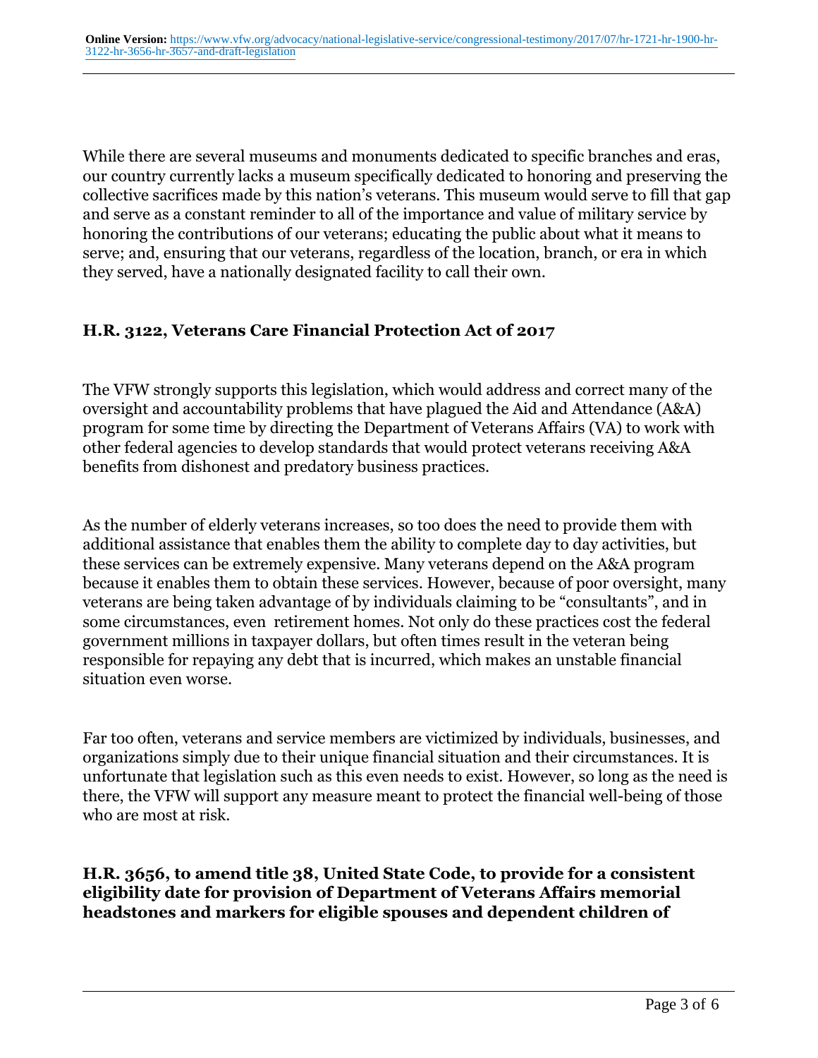While there are several museums and monuments dedicated to specific branches and eras, our country currently lacks a museum specifically dedicated to honoring and preserving the collective sacrifices made by this nation's veterans. This museum would serve to fill that gap and serve as a constant reminder to all of the importance and value of military service by honoring the contributions of our veterans; educating the public about what it means to serve; and, ensuring that our veterans, regardless of the location, branch, or era in which they served, have a nationally designated facility to call their own.

### H.R. 3122, Veterans Care Financial Protection Act of 2017

The VFW strongly supports this legislation, which would address and correct many of the oversight and accountability problems that have plagued the Aid and Attendance (A&A) program for some time by directing the Department of Veterans Affairs (VA) to work with other federal agencies to develop standards that would protect veterans receiving A&A benefits from dishonest and predatory business practices.

As the number of elderly veterans increases, so too does the need to provide them with additional assistance that enables them the ability to complete day to day activities, but these services can be extremely expensive. Many veterans depend on the A&A program because it enables them to obtain these services. However, because of poor oversight, many veterans are being taken advantage of by individuals claiming to be "consultants", and in some circumstances, even retirement homes. Not only do these practices cost the federal government millions in taxpayer dollars, but often times result in the veteran being responsible for repaying any debt that is incurred, which makes an unstable financial situation even worse.

Far too often, veterans and service members are victimized by individuals, businesses, and organizations simply due to their unique financial situation and their circumstances. It is unfortunate that legislation such as this even needs to exist. However, so long as the need is there, the VFW will support any measure meant to protect the financial well-being of those who are most at risk.

### H.R. 3656, to amend title 38, United State Code, to provide for a consistent eligibility date for provision of Department of Veterans Affairs memorial headstones and markers for eligible spouses and dependent children of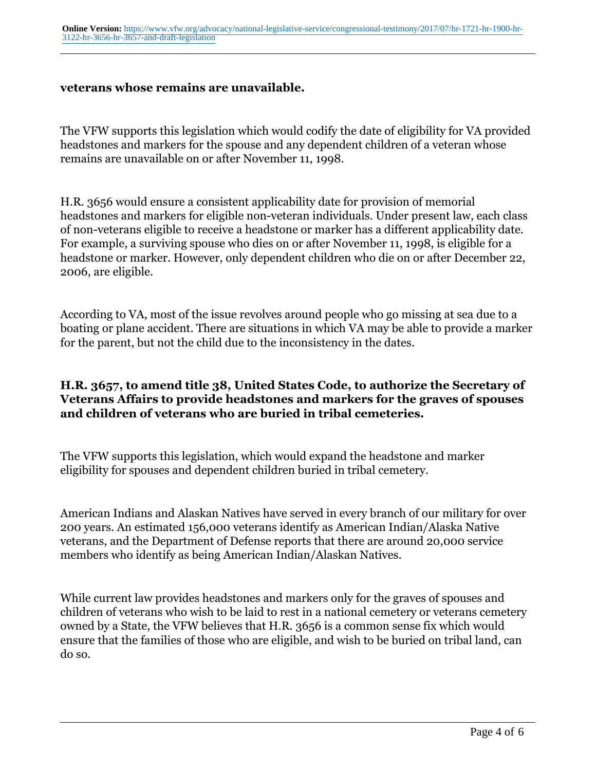**veterans whose remains are unavailable.**

The VFW supports this legislation which would codify the date of eligibility for VA provided headstones and markers for the spouse and any dependent children of a veteran whose remains are unavailable on or after November 11, 1998.

H.R. 3656 would ensure a consistent applicability date for provision of memorial headstones and markers for eligible non-veteran individuals. Under present law, each class of non-veterans eligible to receive a headstone or marker has a different applicability date. For example, a surviving spouse who dies on or after November 11, 1998, is eligible for a headstone or marker. However, only dependent children who die on or after December 22, 2006, are eligible.

According to VA, most of the issue revolves around people who go missing at sea due to a boating or plane accident. There are situations in which VA may be able to provide a marker for the parent, but not the child due to the inconsistency in the dates.

**H.R. 3657, to amend title 38, United States Code, to authorize the Secretary of Veterans Affairs to provide headstones and markers for the graves of spouses and children of veterans who are buried in tribal cemeteries.**

The VFW supports this legislation, which would expand the headstone and marker eligibility for spouses and dependent children buried in tribal cemetery.

American Indians and Alaskan Natives have served in every branch of our military for over 200 years. An estimated 156,000 veterans identify as American Indian/Alaska Native veterans, and the Department of Defense reports that there are around 20,000 service members who identify as being American Indian/Alaskan Natives.

While current law provides headstones and markers only for the graves of spouses and children of veterans who wish to be laid to rest in a national cemetery or veterans cemetery owned by a State, the VFW believes that H.R. 3656 is a common sense fix which would ensure that the families of those who are eligible, and wish to be buried on tribal land, can do so.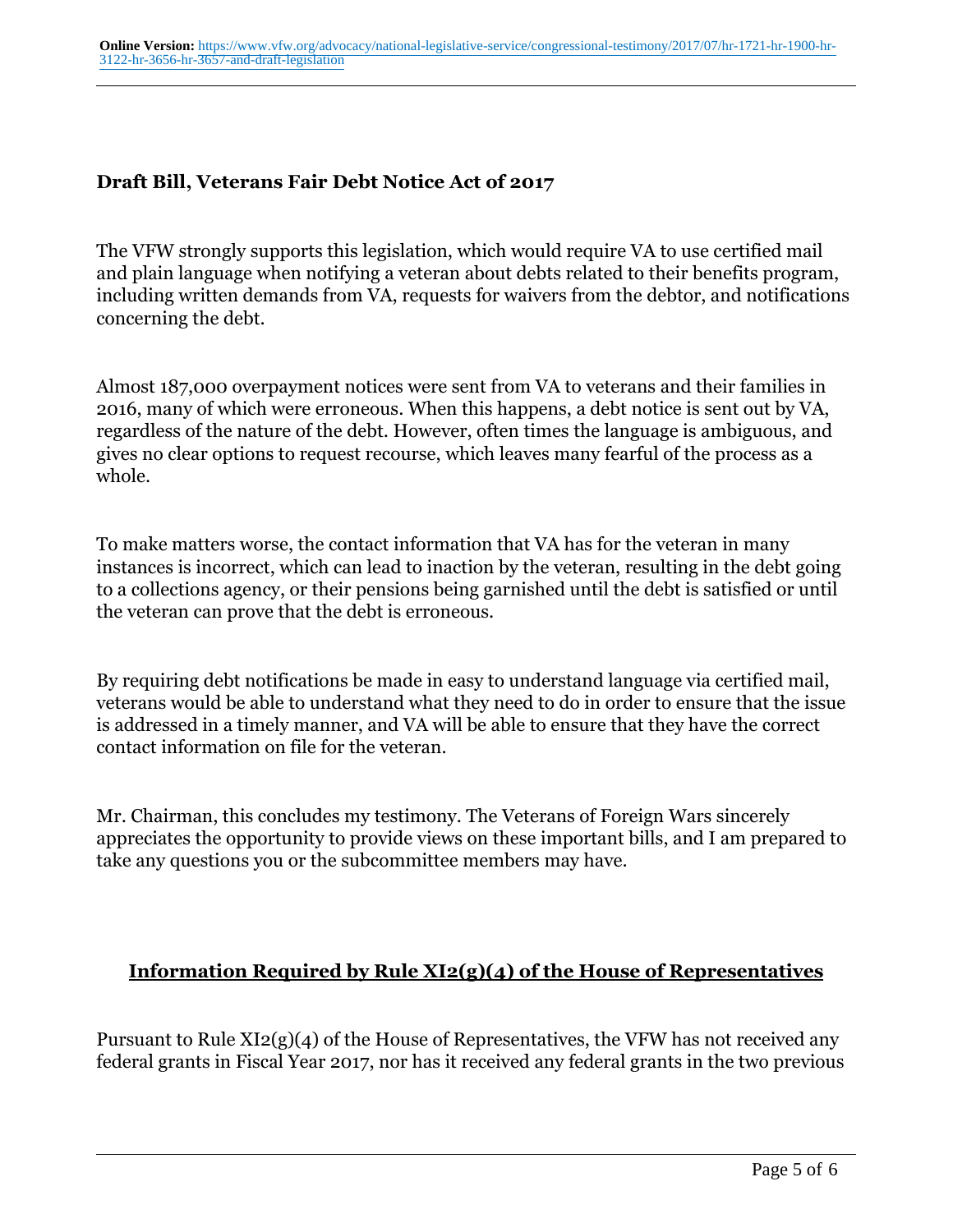### Draft Bill, Veterans Fair Debt Notice Act of 2017

The VFW strongly supports this legislation, which would require VA to use certified mail and plain language when notifying a veteran about debts related to their benefits program, including written demands from VA, requests for waivers from the debtor, and notifications concerning the debt.

Almost 187,000 overpayment notices were sent from VA to veterans and their families in 2016, many of which were erroneous. When this happens, a debt notice is sent out by VA, regardless of the nature of the debt. However, often times the language is ambiguous, and gives no clear options to request recourse, which leaves many fearful of the process as a whole.

To make matters worse, the contact information that VA has for the veteran in many instances is incorrect, which can lead to inaction by the veteran, resulting in the debt going to a collections agency, or their pensions being garnished until the debt is satisfied or until the veteran can prove that the debt is erroneous.

By requiring debt notifications be made in easy to understand language via certified mail, veterans would be able to understand what they need to do in order to ensure that the issue is addressed in a timely manner, and VA will be able to ensure that they have the correct contact information on file for the veteran.

Mr. Chairman, this concludes my testimony. The Veterans of Foreign Wars sincerely appreciates the opportunity to provide views on these important bills, and I am prepared to take any questions you or the subcommittee members may have.

### Information Required by Rule XI2(g)(4) of the House of Representatives

Pursuant to Rule XI2(g)(4) of the House of Representatives, the VFW has not received any federal grants in Fiscal Year 2017, nor has it received any federal grants in the two previous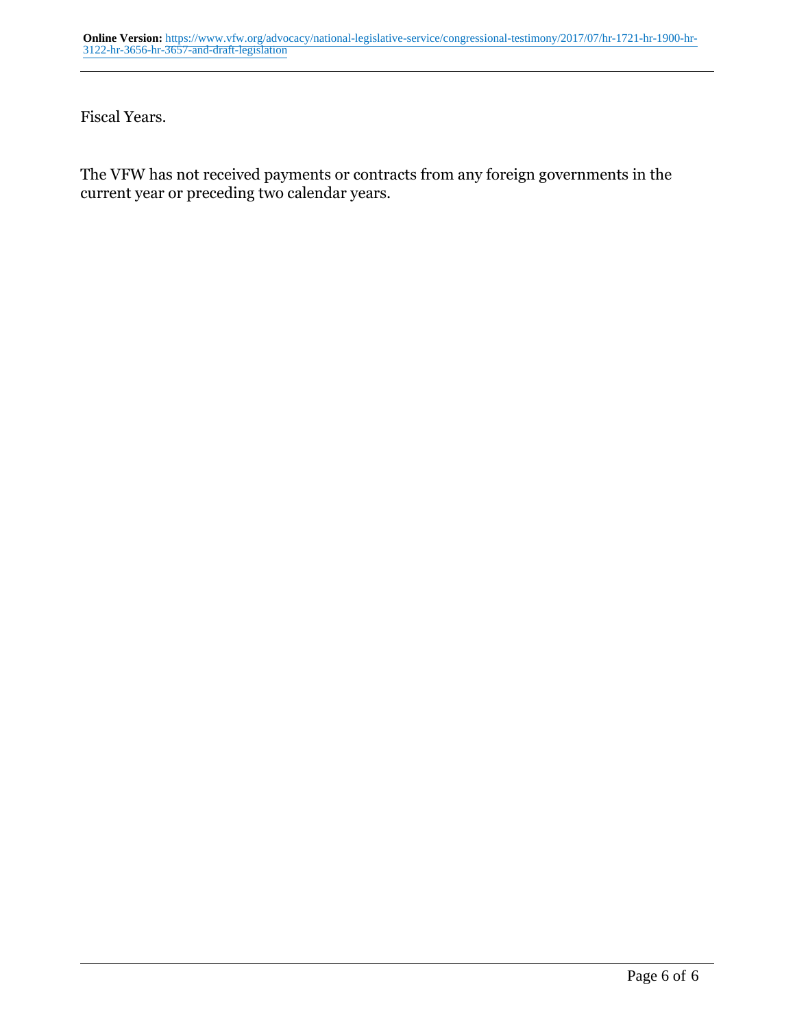Fiscal Years.

The VFW has not received payments or contracts from any foreign governments in the current year or preceding two calendar years.